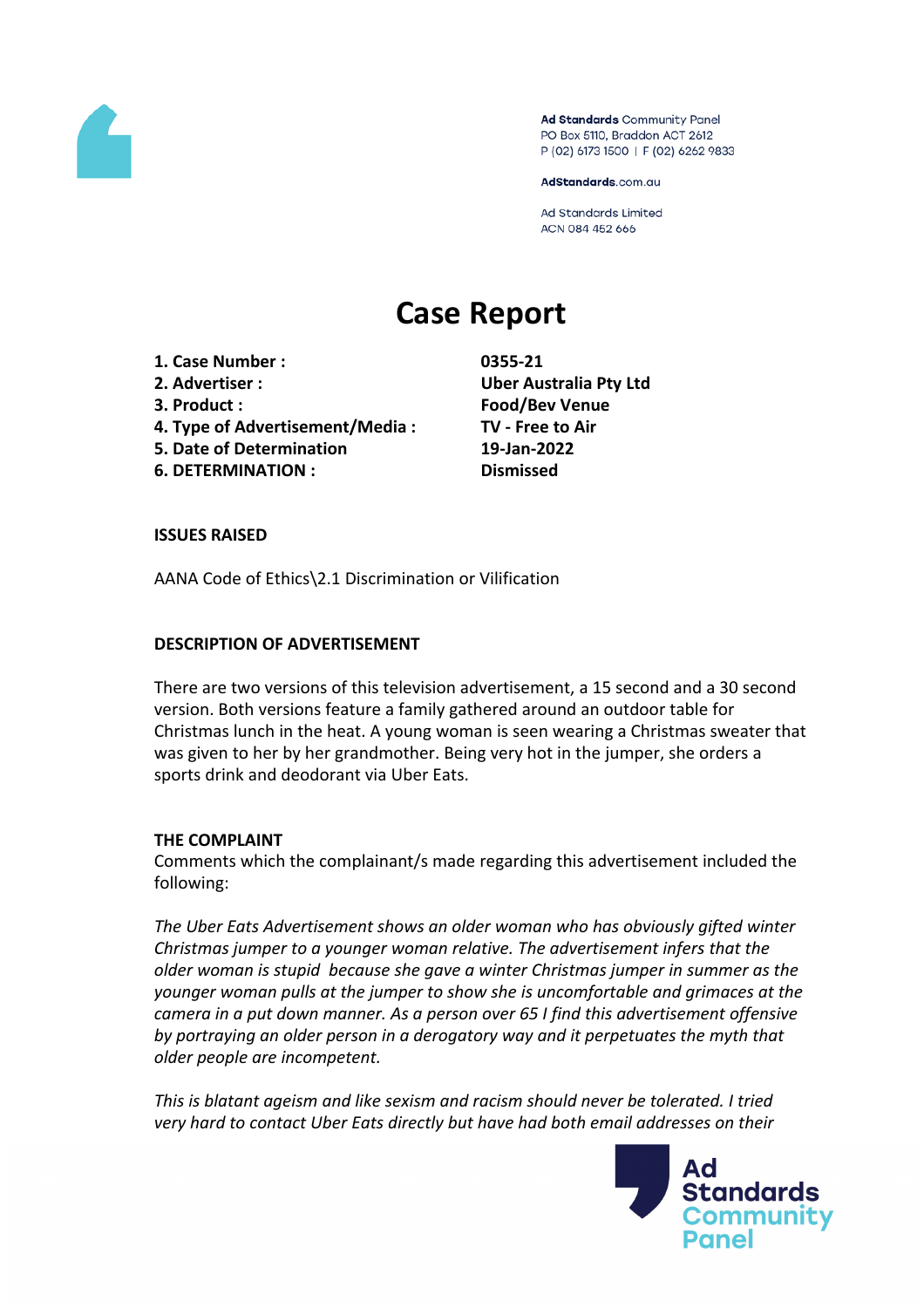Ad Standards Community Panel
PO Box 5110, Braddon ACT 2612
P (02) 6173 1500 | F (02) 6262 9833

AdStandards.com.au

Ad Standards Limited
ACN 084 452 666

# Case Report

| | |
|---|---|
| **1. Case Number :** | **0355-21** |
| **2. Advertiser :** | **Uber Australia Pty Ltd** |
| **3. Product :** | **Food/Bev Venue** |
| **4. Type of Advertisement/Media :** | **TV - Free to Air** |
| **5. Date of Determination** | **19-Jan-2022** |
| **6. DETERMINATION :** | **Dismissed** |

## ISSUES RAISED

AANA Code of Ethics\2.1 Discrimination or Vilification

## DESCRIPTION OF ADVERTISEMENT

There are two versions of this television advertisement, a 15 second and a 30 second version. Both versions feature a family gathered around an outdoor table for Christmas lunch in the heat. A young woman is seen wearing a Christmas sweater that was given to her by her grandmother. Being very hot in the jumper, she orders a sports drink and deodorant via Uber Eats.

## THE COMPLAINT

Comments which the complainant/s made regarding this advertisement included the following:

*The Uber Eats Advertisement shows an older woman who has obviously gifted winter Christmas jumper to a younger woman relative. The advertisement infers that the older woman is stupid because she gave a winter Christmas jumper in summer as the younger woman pulls at the jumper to show she is uncomfortable and grimaces at the camera in a put down manner. As a person over 65 I find this advertisement offensive by portraying an older person in a derogatory way and it perpetuates the myth that older people are incompetent.*

*This is blatant ageism and like sexism and racism should never be tolerated. I tried very hard to contact Uber Eats directly but have had both email addresses on their*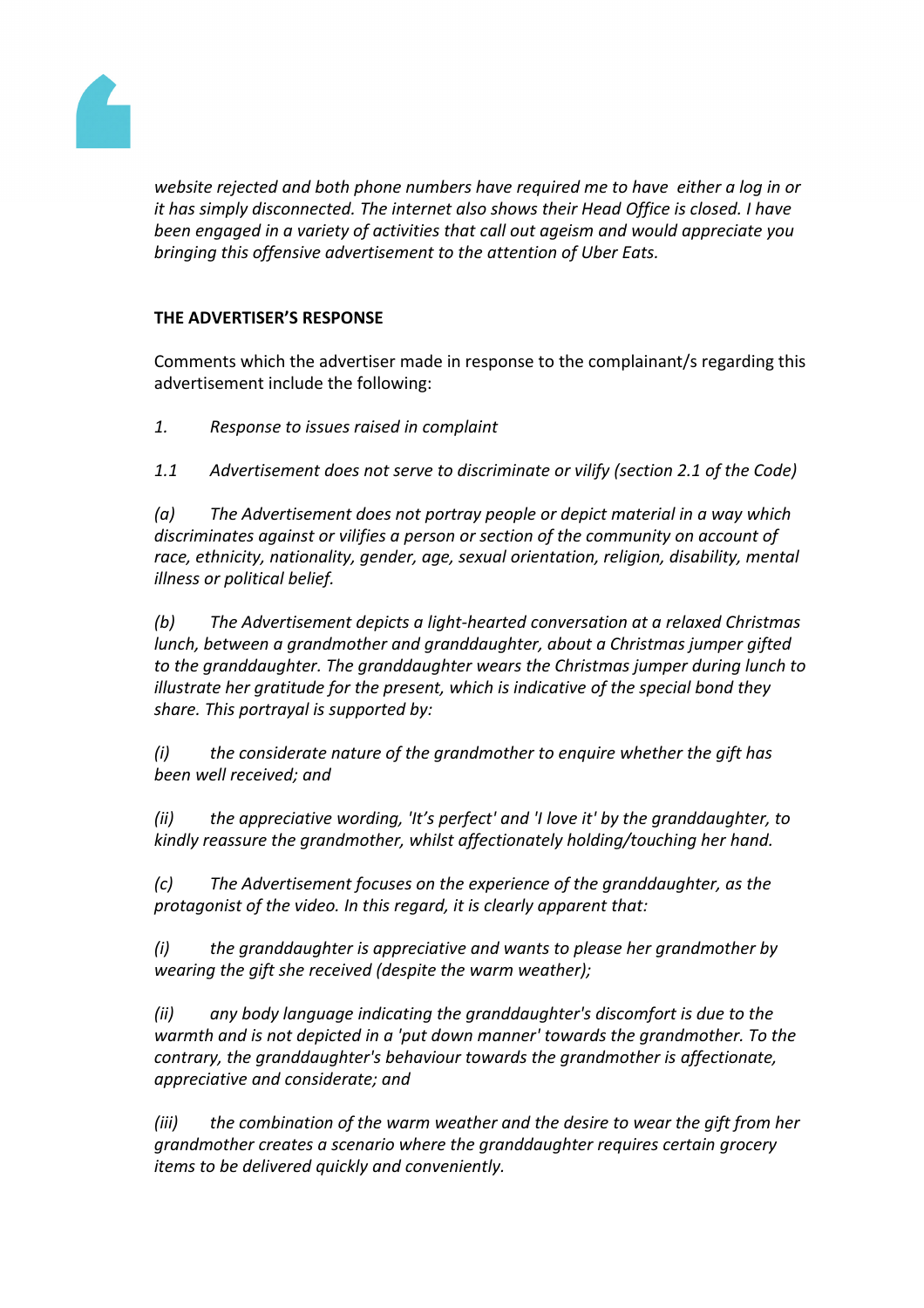*website rejected and both phone numbers have required me to have either a log in or it has simply disconnected. The internet also shows their Head Office is closed. I have been engaged in a variety of activities that call out ageism and would appreciate you bringing this offensive advertisement to the attention of Uber Eats.*

**THE ADVERTISER'S RESPONSE**

Comments which the advertiser made in response to the complainant/s regarding this advertisement include the following:

*1. Response to issues raised in complaint*

*1.1 Advertisement does not serve to discriminate or vilify (section 2.1 of the Code)*

*(a) The Advertisement does not portray people or depict material in a way which discriminates against or vilifies a person or section of the community on account of race, ethnicity, nationality, gender, age, sexual orientation, religion, disability, mental illness or political belief.*

*(b) The Advertisement depicts a light-hearted conversation at a relaxed Christmas lunch, between a grandmother and granddaughter, about a Christmas jumper gifted to the granddaughter. The granddaughter wears the Christmas jumper during lunch to illustrate her gratitude for the present, which is indicative of the special bond they share. This portrayal is supported by:*

*(i) the considerate nature of the grandmother to enquire whether the gift has been well received; and*

*(ii) the appreciative wording, 'It's perfect' and 'I love it' by the granddaughter, to kindly reassure the grandmother, whilst affectionately holding/touching her hand.*

*(c) The Advertisement focuses on the experience of the granddaughter, as the protagonist of the video. In this regard, it is clearly apparent that:*

*(i) the granddaughter is appreciative and wants to please her grandmother by wearing the gift she received (despite the warm weather);*

*(ii) any body language indicating the granddaughter's discomfort is due to the warmth and is not depicted in a 'put down manner' towards the grandmother. To the contrary, the granddaughter's behaviour towards the grandmother is affectionate, appreciative and considerate; and*

*(iii) the combination of the warm weather and the desire to wear the gift from her grandmother creates a scenario where the granddaughter requires certain grocery items to be delivered quickly and conveniently.*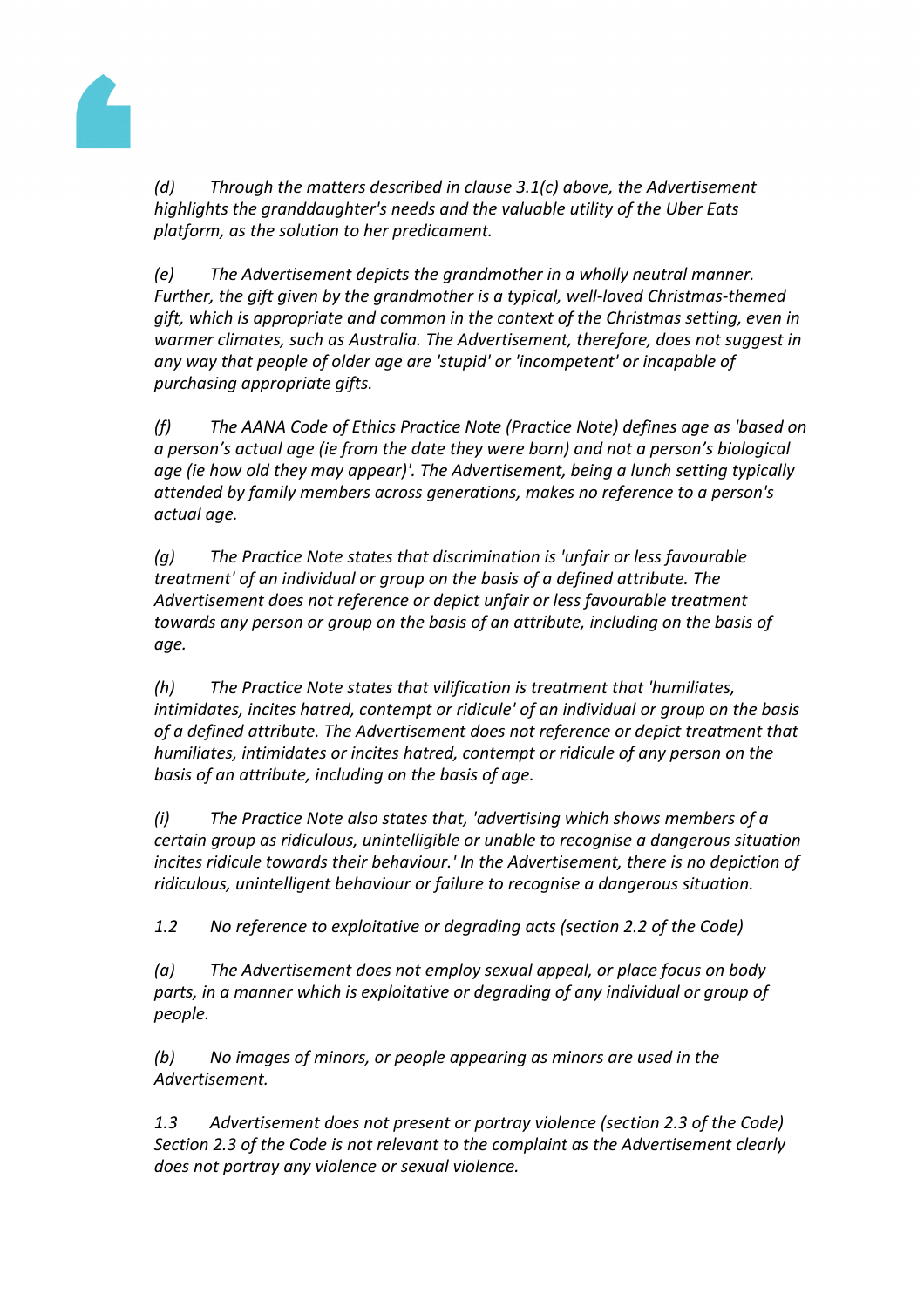*(d) Through the matters described in clause 3.1(c) above, the Advertisement highlights the granddaughter's needs and the valuable utility of the Uber Eats platform, as the solution to her predicament.*

*(e) The Advertisement depicts the grandmother in a wholly neutral manner. Further, the gift given by the grandmother is a typical, well-loved Christmas-themed gift, which is appropriate and common in the context of the Christmas setting, even in warmer climates, such as Australia. The Advertisement, therefore, does not suggest in any way that people of older age are 'stupid' or 'incompetent' or incapable of purchasing appropriate gifts.*

*(f) The AANA Code of Ethics Practice Note (Practice Note) defines age as 'based on a person's actual age (ie from the date they were born) and not a person's biological age (ie how old they may appear)'. The Advertisement, being a lunch setting typically attended by family members across generations, makes no reference to a person's actual age.*

*(g) The Practice Note states that discrimination is 'unfair or less favourable treatment' of an individual or group on the basis of a defined attribute. The Advertisement does not reference or depict unfair or less favourable treatment towards any person or group on the basis of an attribute, including on the basis of age.*

*(h) The Practice Note states that vilification is treatment that 'humiliates, intimidates, incites hatred, contempt or ridicule' of an individual or group on the basis of a defined attribute. The Advertisement does not reference or depict treatment that humiliates, intimidates or incites hatred, contempt or ridicule of any person on the basis of an attribute, including on the basis of age.*

*(i) The Practice Note also states that, 'advertising which shows members of a certain group as ridiculous, unintelligible or unable to recognise a dangerous situation incites ridicule towards their behaviour.' In the Advertisement, there is no depiction of ridiculous, unintelligent behaviour or failure to recognise a dangerous situation.*

*1.2 No reference to exploitative or degrading acts (section 2.2 of the Code)*

*(a) The Advertisement does not employ sexual appeal, or place focus on body parts, in a manner which is exploitative or degrading of any individual or group of people.*

*(b) No images of minors, or people appearing as minors are used in the Advertisement.*

*1.3 Advertisement does not present or portray violence (section 2.3 of the Code) Section 2.3 of the Code is not relevant to the complaint as the Advertisement clearly does not portray any violence or sexual violence.*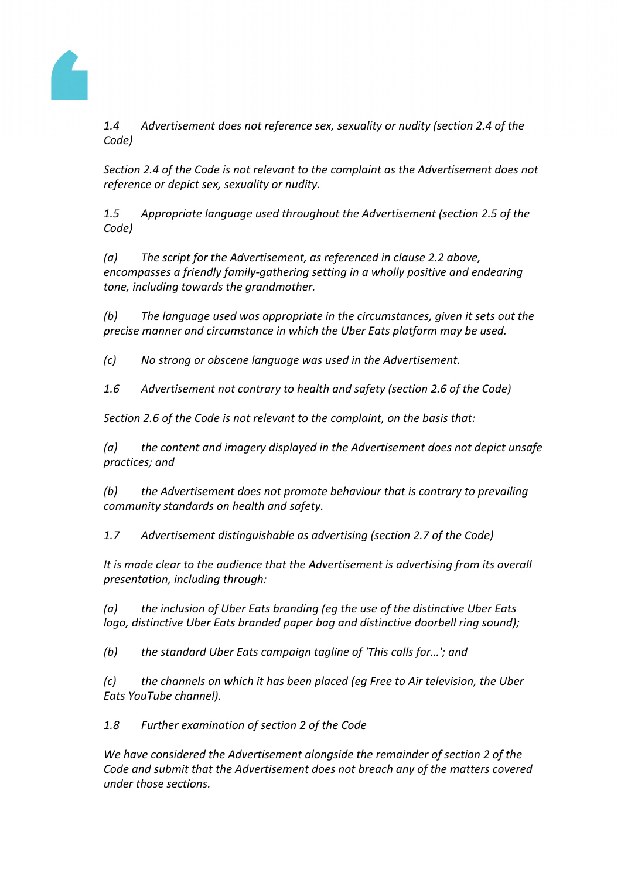*1.4 Advertisement does not reference sex, sexuality or nudity (section 2.4 of the Code)*

*Section 2.4 of the Code is not relevant to the complaint as the Advertisement does not reference or depict sex, sexuality or nudity.*

*1.5 Appropriate language used throughout the Advertisement (section 2.5 of the Code)*

*(a) The script for the Advertisement, as referenced in clause 2.2 above, encompasses a friendly family-gathering setting in a wholly positive and endearing tone, including towards the grandmother.*

*(b) The language used was appropriate in the circumstances, given it sets out the precise manner and circumstance in which the Uber Eats platform may be used.*

*(c) No strong or obscene language was used in the Advertisement.*

*1.6 Advertisement not contrary to health and safety (section 2.6 of the Code)*

*Section 2.6 of the Code is not relevant to the complaint, on the basis that:*

*(a) the content and imagery displayed in the Advertisement does not depict unsafe practices; and*

*(b) the Advertisement does not promote behaviour that is contrary to prevailing community standards on health and safety.*

*1.7 Advertisement distinguishable as advertising (section 2.7 of the Code)*

*It is made clear to the audience that the Advertisement is advertising from its overall presentation, including through:*

*(a) the inclusion of Uber Eats branding (eg the use of the distinctive Uber Eats logo, distinctive Uber Eats branded paper bag and distinctive doorbell ring sound);*

*(b) the standard Uber Eats campaign tagline of 'This calls for…'; and*

*(c) the channels on which it has been placed (eg Free to Air television, the Uber Eats YouTube channel).*

*1.8 Further examination of section 2 of the Code*

*We have considered the Advertisement alongside the remainder of section 2 of the Code and submit that the Advertisement does not breach any of the matters covered under those sections.*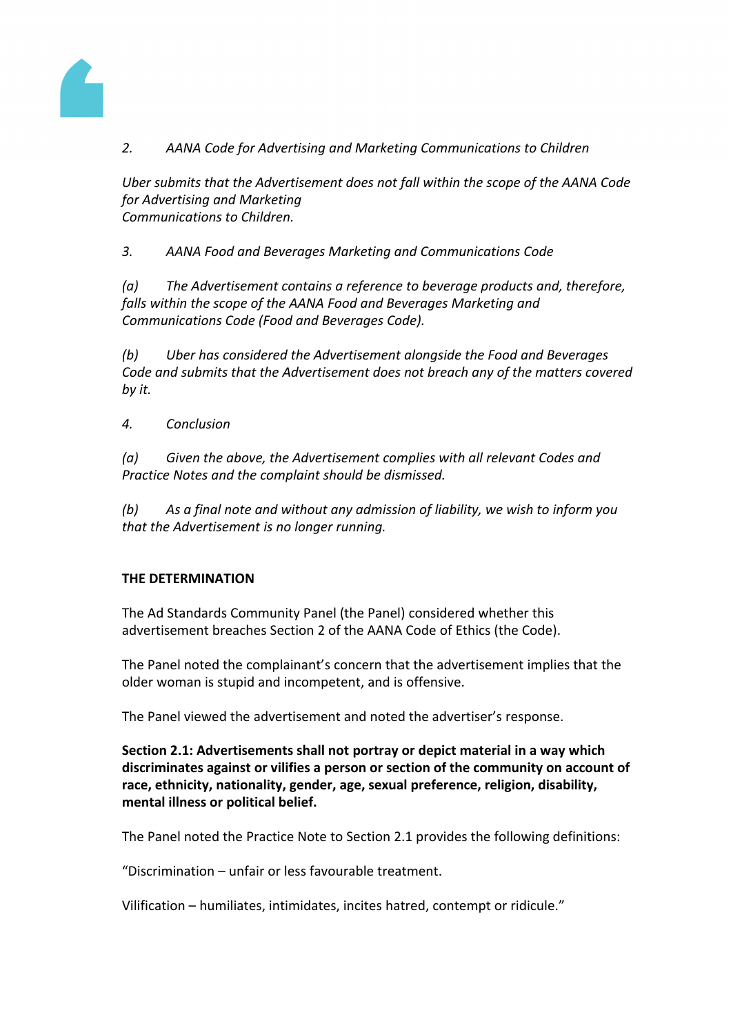*2. AANA Code for Advertising and Marketing Communications to Children*

*Uber submits that the Advertisement does not fall within the scope of the AANA Code for Advertising and Marketing Communications to Children.*

*3. AANA Food and Beverages Marketing and Communications Code*

*(a) The Advertisement contains a reference to beverage products and, therefore, falls within the scope of the AANA Food and Beverages Marketing and Communications Code (Food and Beverages Code).*

*(b) Uber has considered the Advertisement alongside the Food and Beverages Code and submits that the Advertisement does not breach any of the matters covered by it.*

*4. Conclusion*

*(a) Given the above, the Advertisement complies with all relevant Codes and Practice Notes and the complaint should be dismissed.*

*(b) As a final note and without any admission of liability, we wish to inform you that the Advertisement is no longer running.*

**THE DETERMINATION**

The Ad Standards Community Panel (the Panel) considered whether this advertisement breaches Section 2 of the AANA Code of Ethics (the Code).

The Panel noted the complainant's concern that the advertisement implies that the older woman is stupid and incompetent, and is offensive.

The Panel viewed the advertisement and noted the advertiser's response.

**Section 2.1: Advertisements shall not portray or depict material in a way which discriminates against or vilifies a person or section of the community on account of race, ethnicity, nationality, gender, age, sexual preference, religion, disability, mental illness or political belief.**

The Panel noted the Practice Note to Section 2.1 provides the following definitions:

"Discrimination – unfair or less favourable treatment.

Vilification – humiliates, intimidates, incites hatred, contempt or ridicule."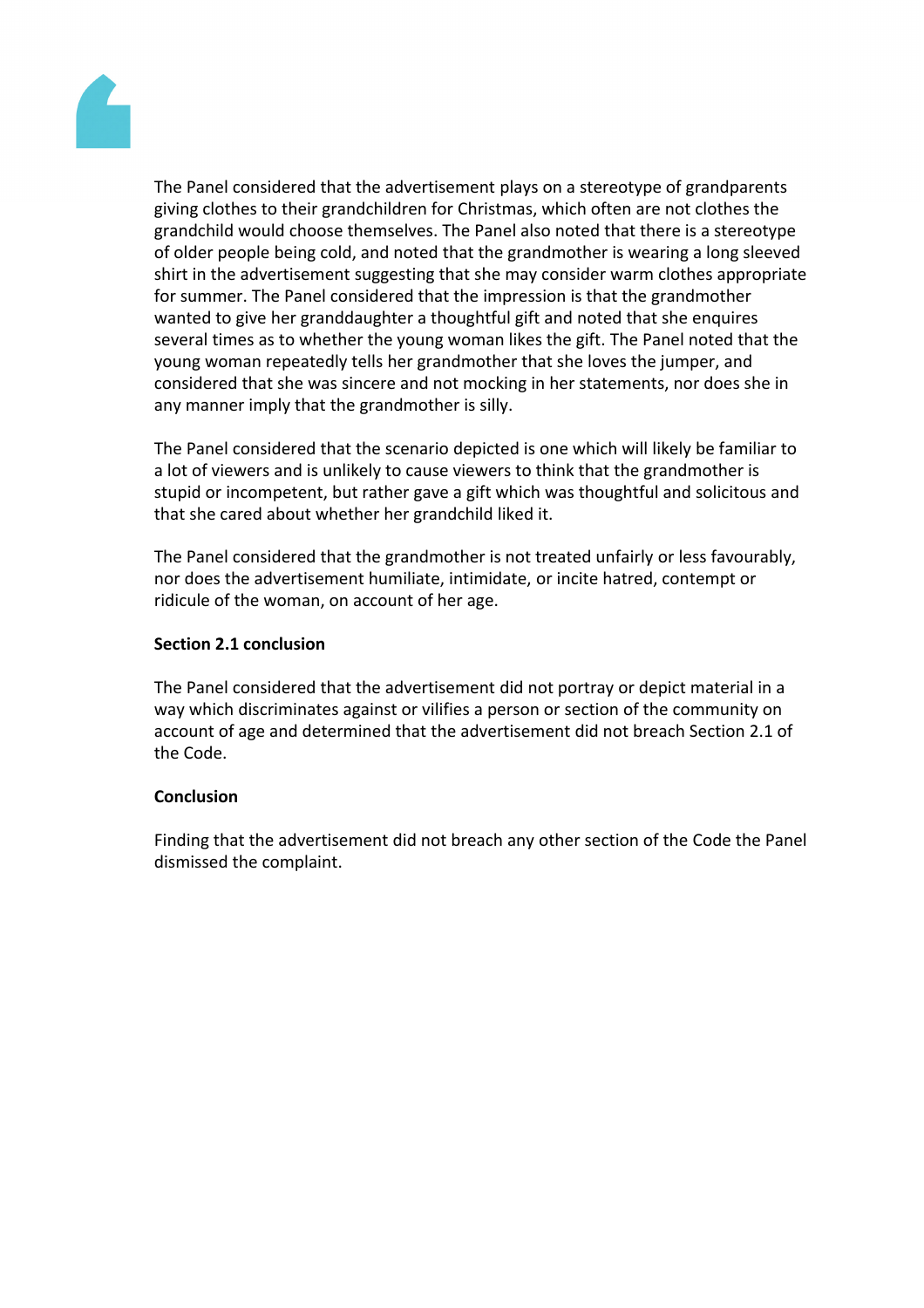The Panel considered that the advertisement plays on a stereotype of grandparents giving clothes to their grandchildren for Christmas, which often are not clothes the grandchild would choose themselves. The Panel also noted that there is a stereotype of older people being cold, and noted that the grandmother is wearing a long sleeved shirt in the advertisement suggesting that she may consider warm clothes appropriate for summer. The Panel considered that the impression is that the grandmother wanted to give her granddaughter a thoughtful gift and noted that she enquires several times as to whether the young woman likes the gift. The Panel noted that the young woman repeatedly tells her grandmother that she loves the jumper, and considered that she was sincere and not mocking in her statements, nor does she in any manner imply that the grandmother is silly.

The Panel considered that the scenario depicted is one which will likely be familiar to a lot of viewers and is unlikely to cause viewers to think that the grandmother is stupid or incompetent, but rather gave a gift which was thoughtful and solicitous and that she cared about whether her grandchild liked it.

The Panel considered that the grandmother is not treated unfairly or less favourably, nor does the advertisement humiliate, intimidate, or incite hatred, contempt or ridicule of the woman, on account of her age.

**Section 2.1 conclusion**

The Panel considered that the advertisement did not portray or depict material in a way which discriminates against or vilifies a person or section of the community on account of age and determined that the advertisement did not breach Section 2.1 of the Code.

**Conclusion**

Finding that the advertisement did not breach any other section of the Code the Panel dismissed the complaint.